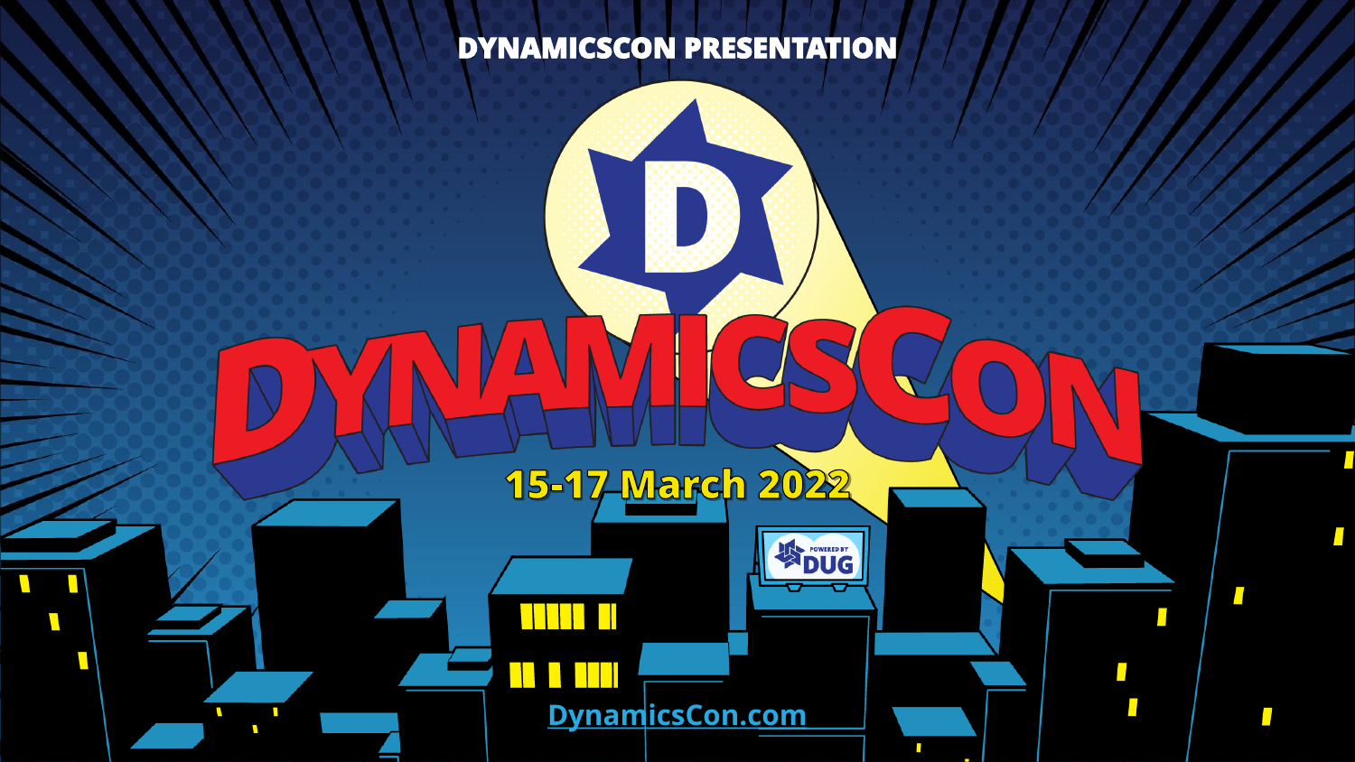DYNAMICSCON PRESENTATION

# DYNAMICSCON

15-17 March 2022

POWERED BY DUG

DynamicsCon.com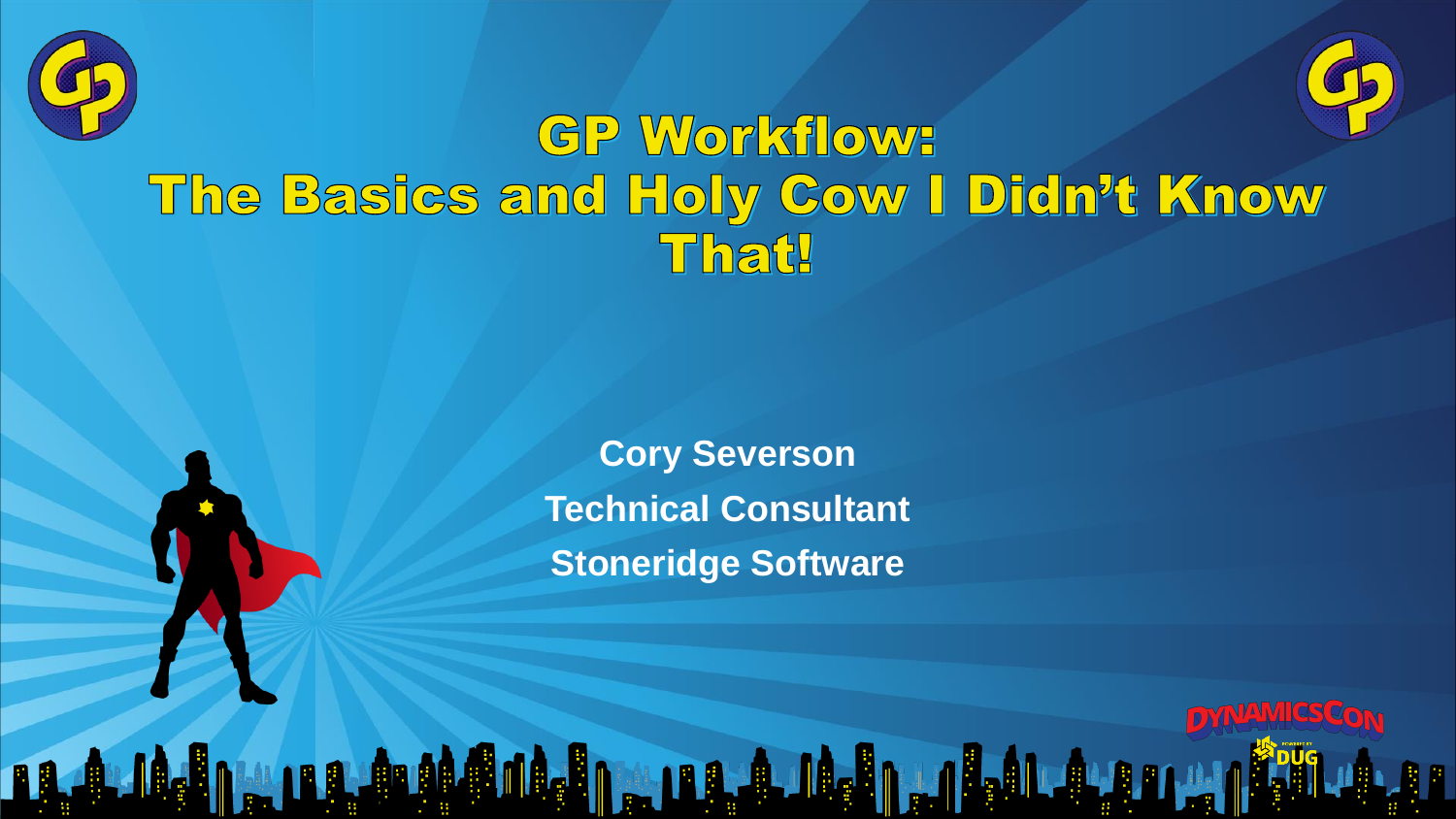# GP Workflow: The Basics and Holy Cow I Didn't Know That!

**Cory Severson**

**Technical Consultant**

**Stoneridge Software**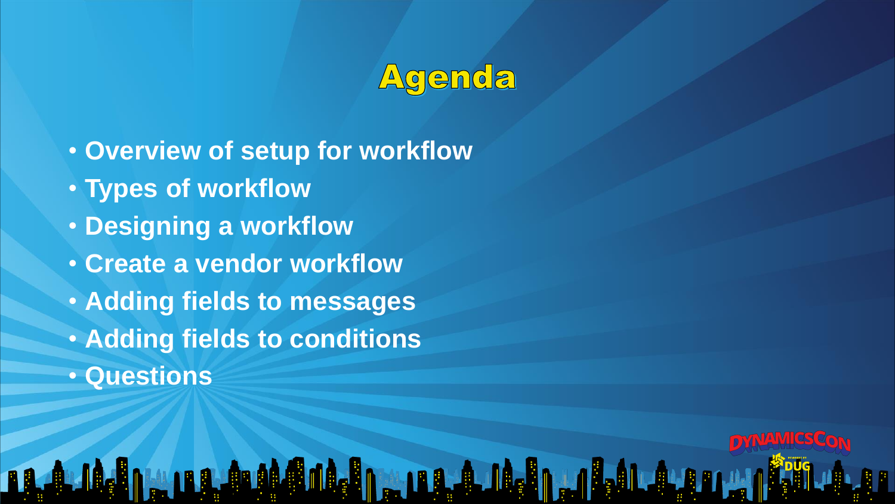# Agenda

- Overview of setup for workflow
- Types of workflow
- Designing a workflow
- Create a vendor workflow
- Adding fields to messages
- Adding fields to conditions
- Questions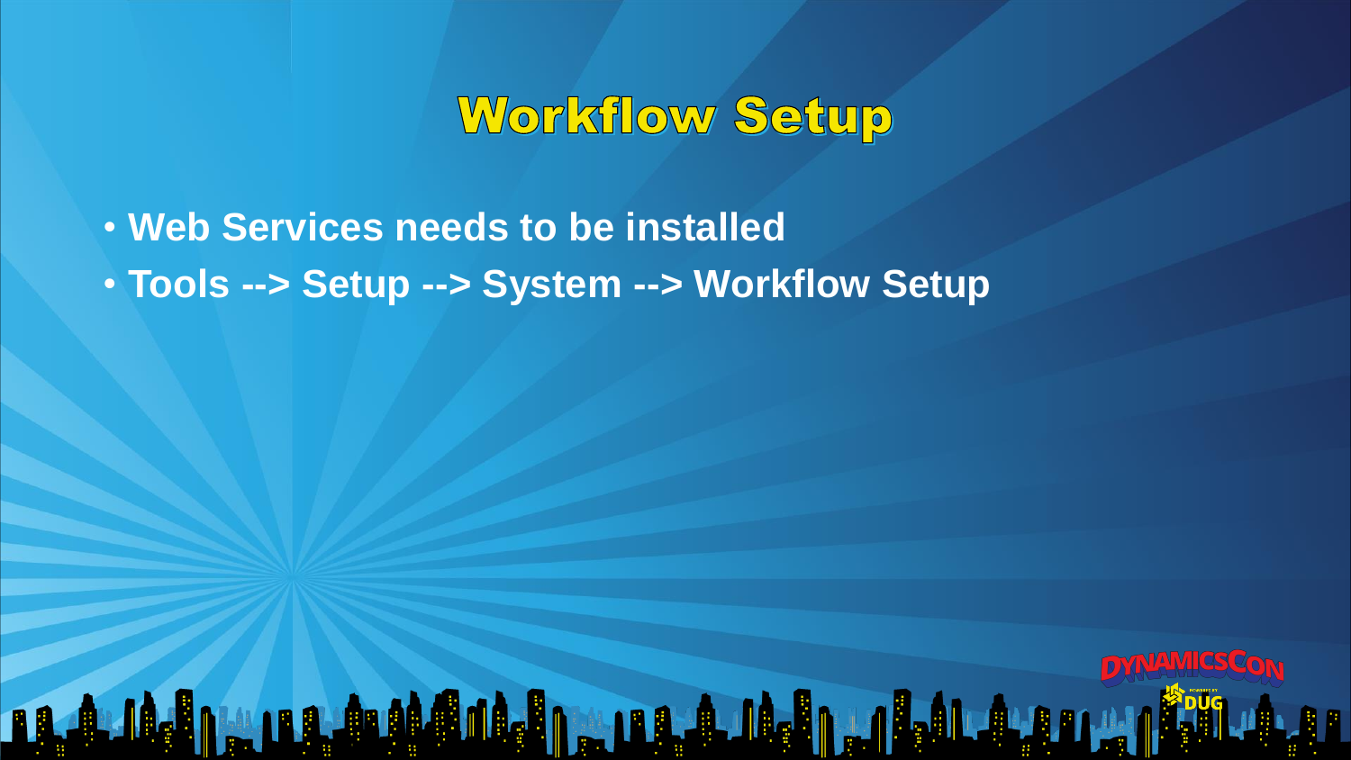# Workflow Setup

- **Web Services needs to be installed**
- **Tools --> Setup --> System --> Workflow Setup**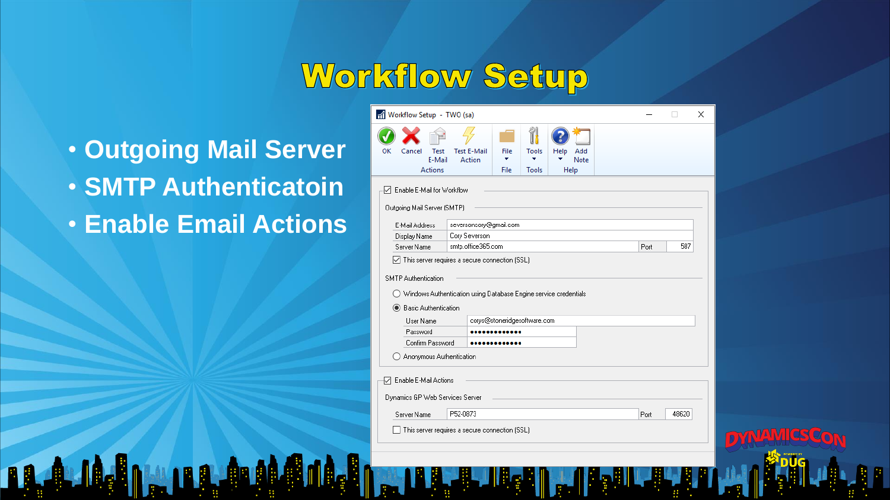# Workflow Setup

- Outgoing Mail Server
- SMTP Authenticatoin
- Enable Email Actions

Workflow Setup - TWO (sa)

OK | Cancel | Test E-Mail | Test E-Mail Action | File | Tools | Help | Add Note

Actions | File | Tools | Help

☑ Enable E-Mail for Workflow

Outgoing Mail Server (SMTP)

E-Mail Address: seversoncory@gmail.com

Display Name: Cory Severson

Server Name: smtp.office365.com Port 587

☑ This server requires a secure connection (SSL)

SMTP Authentication

○ Windows Authentication using Database Engine service credentials

◉ Basic Authentication

User Name: corys@stoneridgesoftware.com

Password: ●●●●●●●●●●●●●

Confirm Password: ●●●●●●●●●●●●●

○ Anonymous Authentication

☑ Enable E-Mail Actions

Dynamics GP Web Services Server

Server Name: P52-0873 Port 48620

☐ This server requires a secure connection (SSL)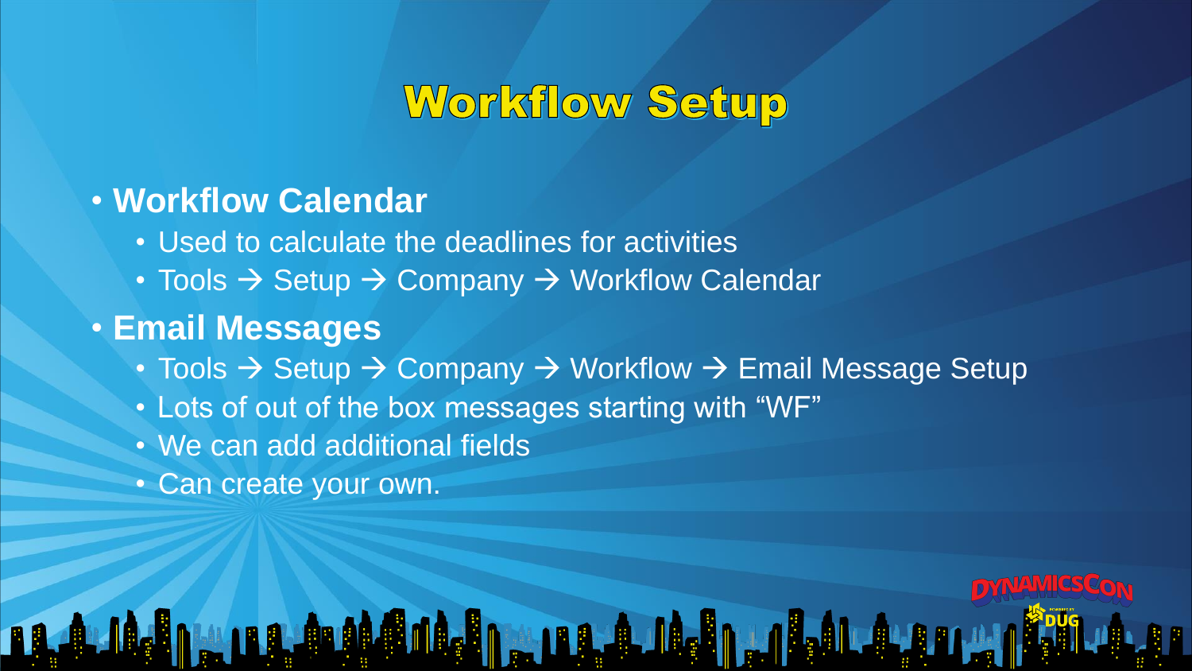# Workflow Setup

- **Workflow Calendar**
  - Used to calculate the deadlines for activities
  - Tools → Setup → Company → Workflow Calendar
- **Email Messages**
  - Tools → Setup → Company → Workflow → Email Message Setup
  - Lots of out of the box messages starting with "WF"
  - We can add additional fields
  - Can create your own.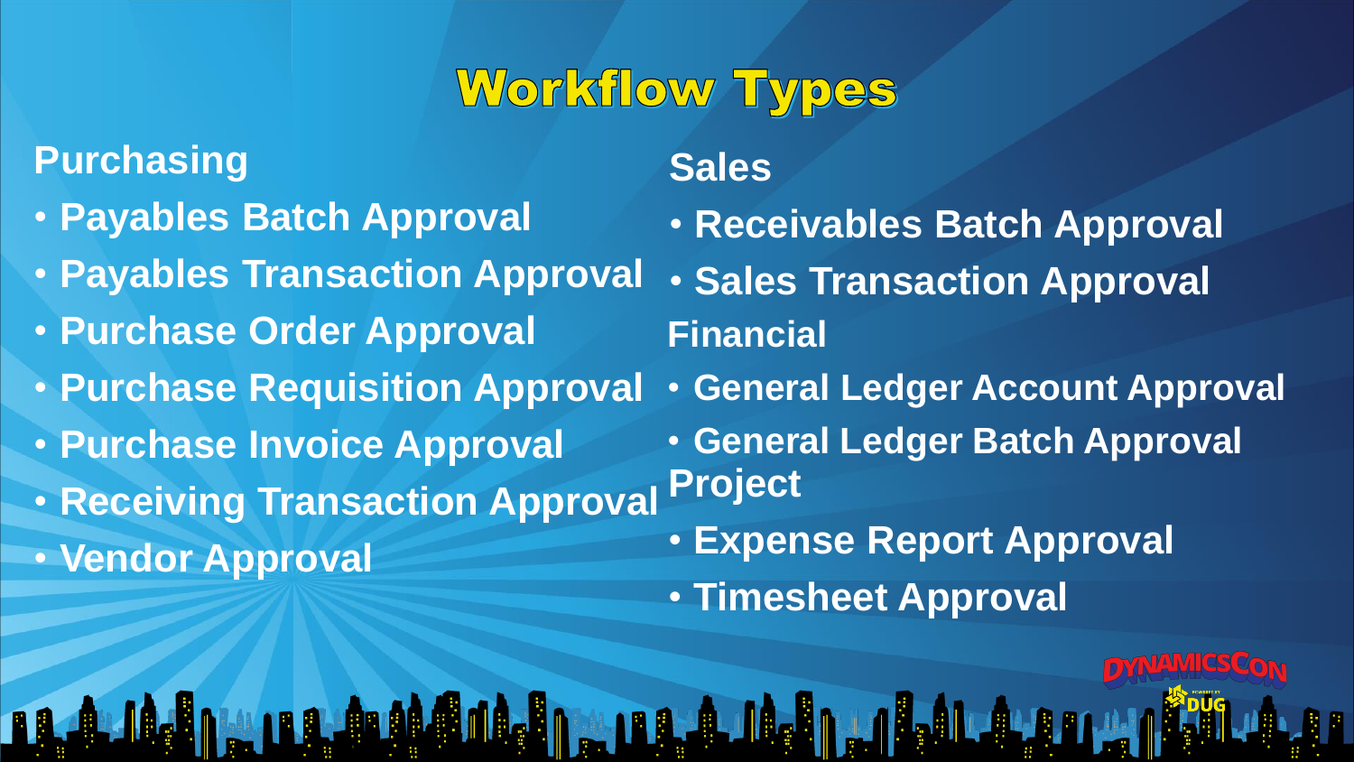# Workflow Types

## Purchasing

- Payables Batch Approval
- Payables Transaction Approval
- Purchase Order Approval
- Purchase Requisition Approval
- Purchase Invoice Approval
- Receiving Transaction Approval
- Vendor Approval

## Sales

- Receivables Batch Approval
- Sales Transaction Approval

## Financial

- General Ledger Account Approval
- General Ledger Batch Approval

## Project

- Expense Report Approval
- Timesheet Approval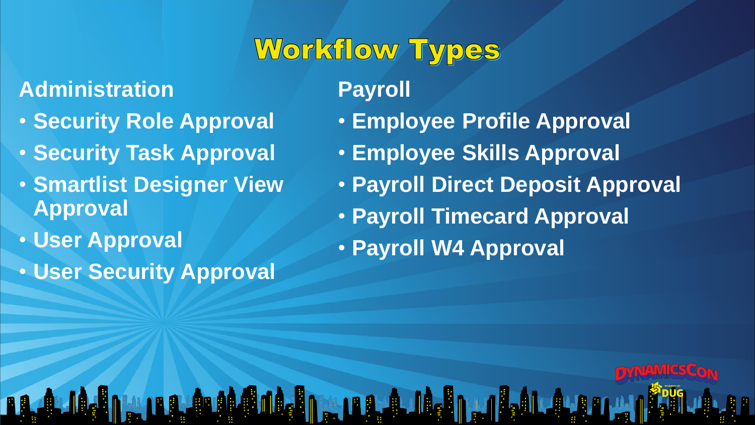# Workflow Types

## Administration

- Security Role Approval
- Security Task Approval
- Smartlist Designer View Approval
- User Approval
- User Security Approval

## Payroll

- Employee Profile Approval
- Employee Skills Approval
- Payroll Direct Deposit Approval
- Payroll Timecard Approval
- Payroll W4 Approval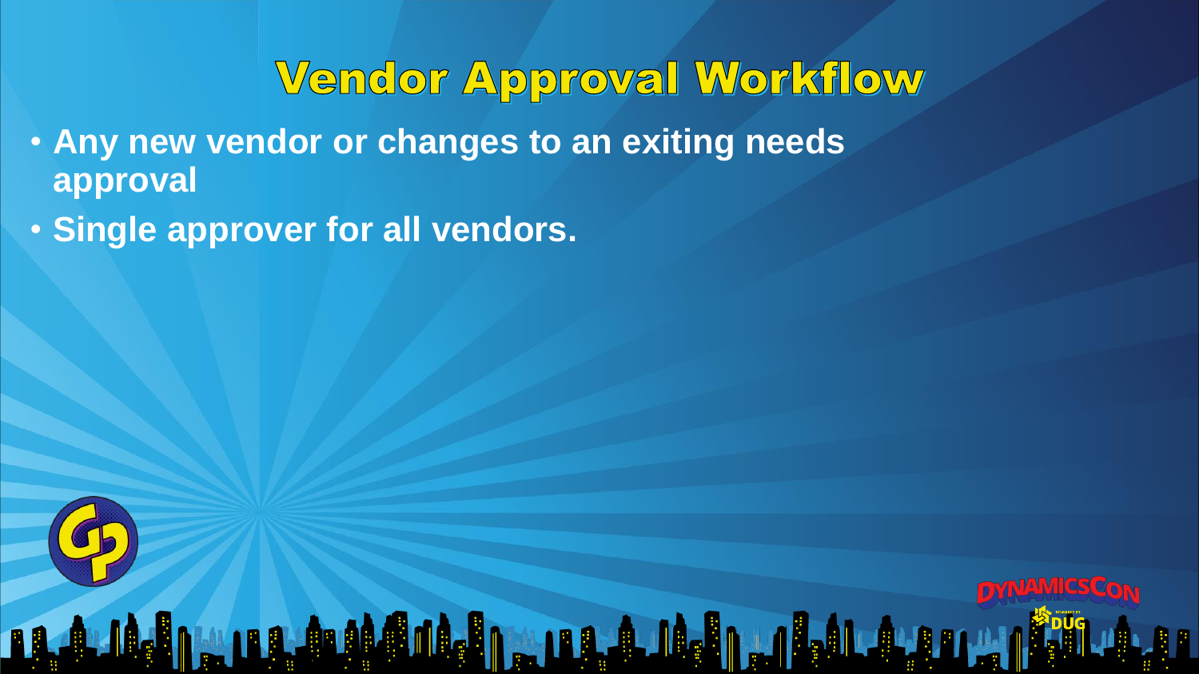# Vendor Approval Workflow

- **Any new vendor or changes to an exiting needs approval**
- **Single approver for all vendors.**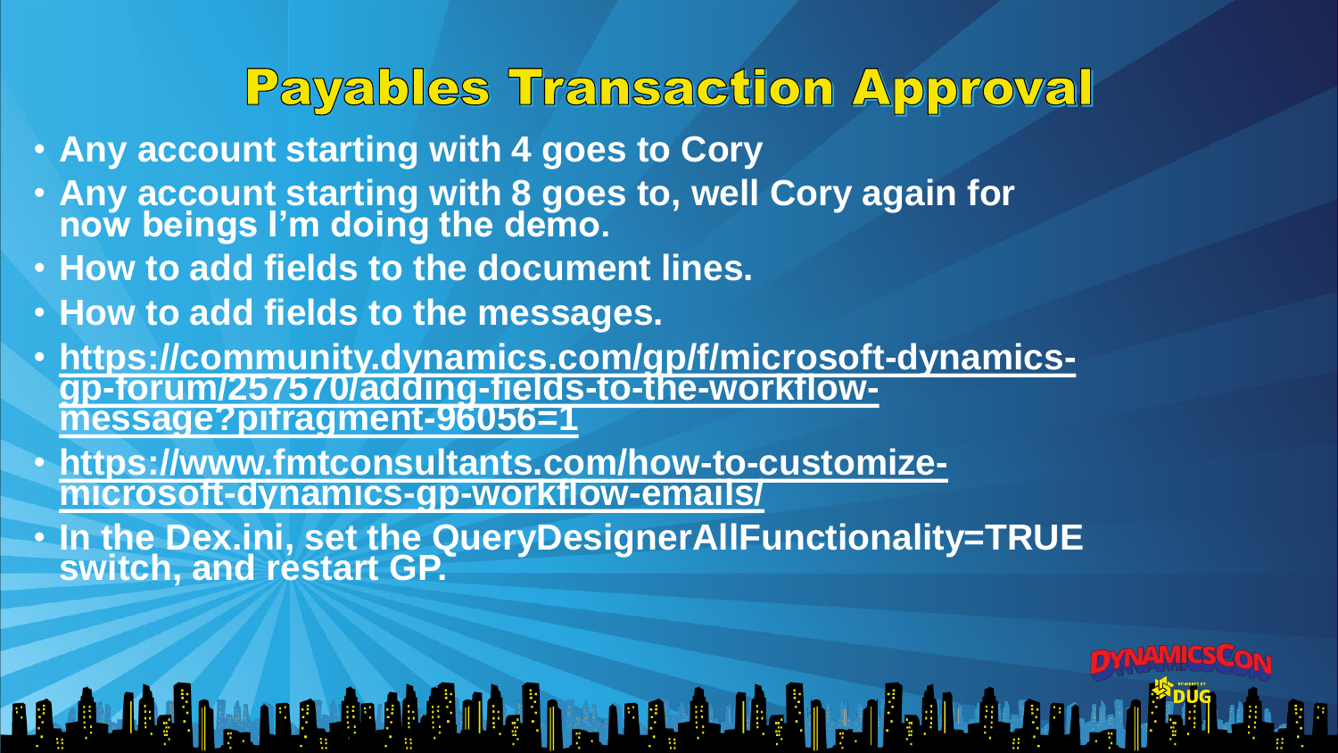# Payables Transaction Approval

- Any account starting with 4 goes to Cory
- Any account starting with 8 goes to, well Cory again for now beings I'm doing the demo.
- How to add fields to the document lines.
- How to add fields to the messages.
- https://community.dynamics.com/gp/f/microsoft-dynamics-gp-forum/257570/adding-fields-to-the-workflow-message?pifragment-96056=1
- https://www.fmtconsultants.com/how-to-customize-microsoft-dynamics-gp-workflow-emails/
- In the Dex.ini, set the QueryDesignerAllFunctionality=TRUE switch, and restart GP.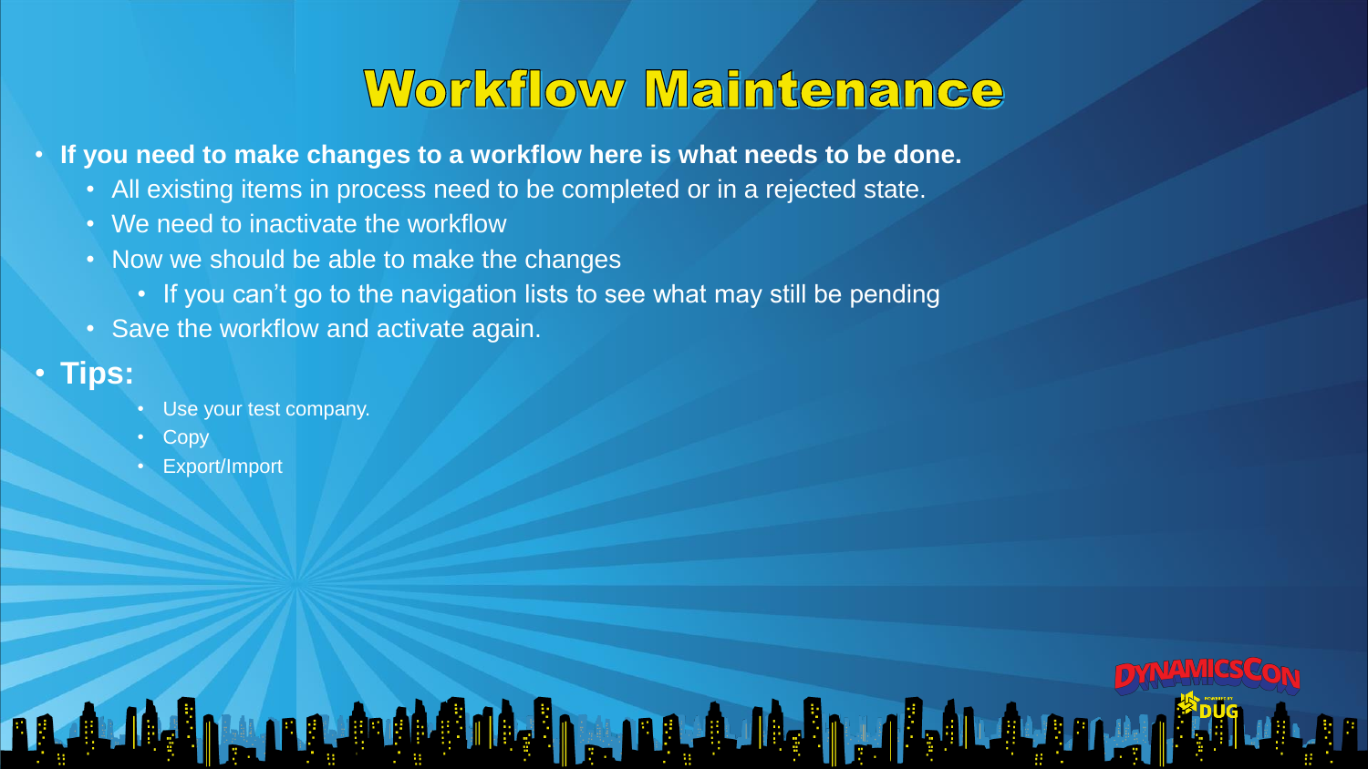# Workflow Maintenance

- **If you need to make changes to a workflow here is what needs to be done.**
  - All existing items in process need to be completed or in a rejected state.
  - We need to inactivate the workflow
  - Now we should be able to make the changes
    - If you can't go to the navigation lists to see what may still be pending
  - Save the workflow and activate again.
- **Tips:**
    - Use your test company.
    - Copy
    - Export/Import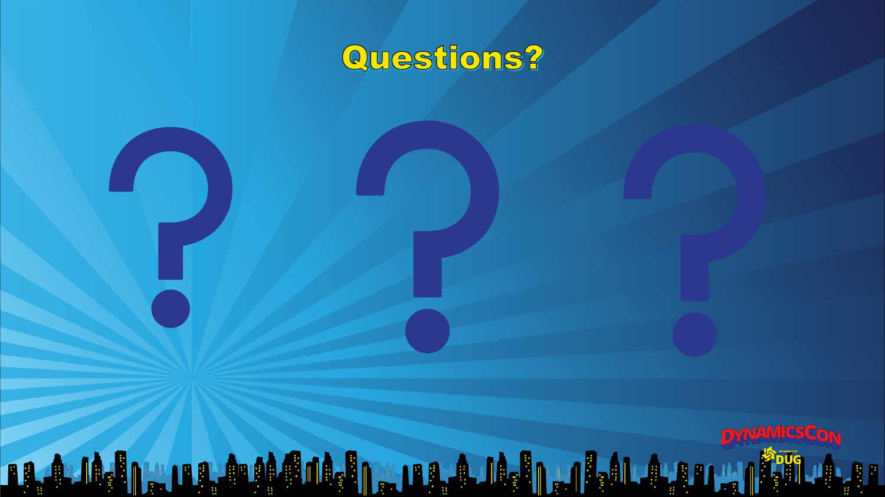# Questions?